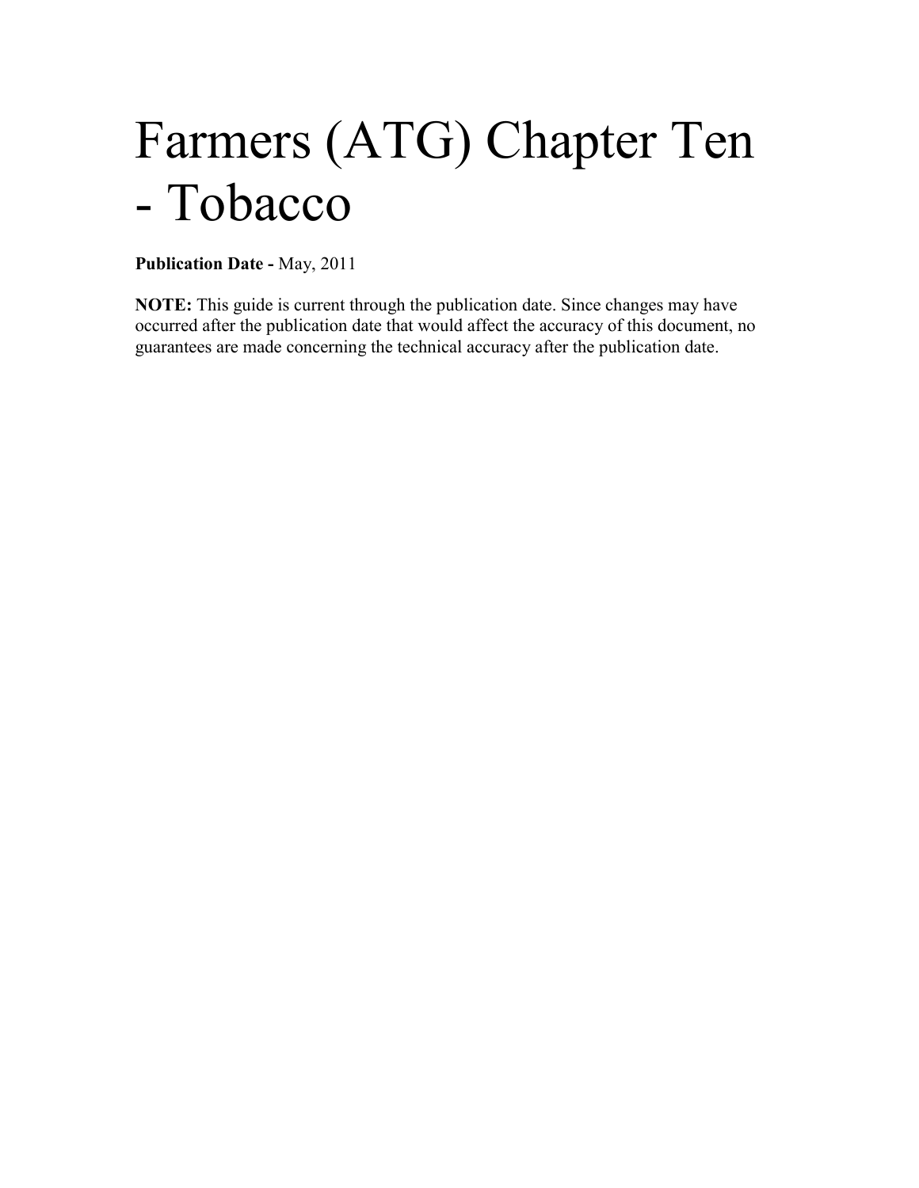# Farmers (ATG) Chapter Ten - Tobacco

**Publication Date -** May, 2011

**NOTE:** This guide is current through the publication date. Since changes may have occurred after the publication date that would affect the accuracy of this document, no guarantees are made concerning the technical accuracy after the publication date.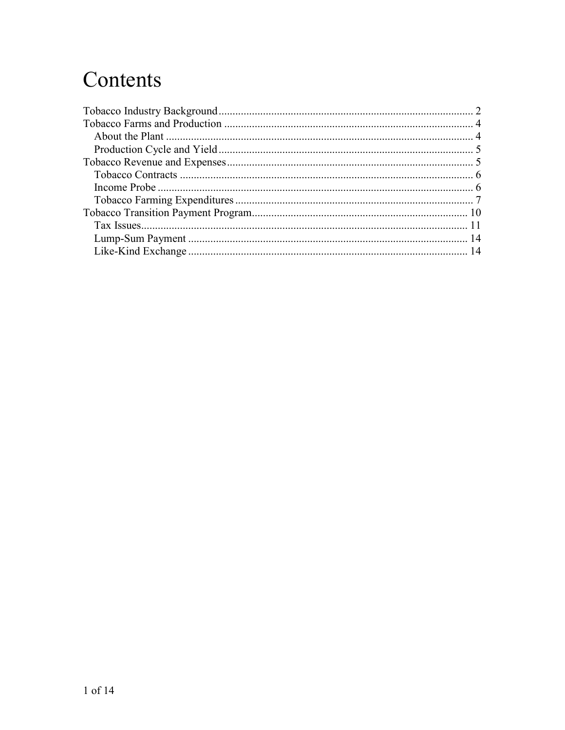# Contents

Tobacco Industry Background ........................................................................................... 2
Tobacco Farms and Production ......................................................................................... 4
    About the Plant ............................................................................................................. 4
    Production Cycle and Yield ........................................................................................... 5
Tobacco Revenue and Expenses ........................................................................................ 5
    Tobacco Contracts ......................................................................................................... 6
    Income Probe ................................................................................................................. 6
    Tobacco Farming Expenditures ..................................................................................... 7
Tobacco Transition Payment Program .............................................................................. 10
    Tax Issues ..................................................................................................................... 11
    Lump-Sum Payment .................................................................................................... 14
    Like-Kind Exchange .................................................................................................... 14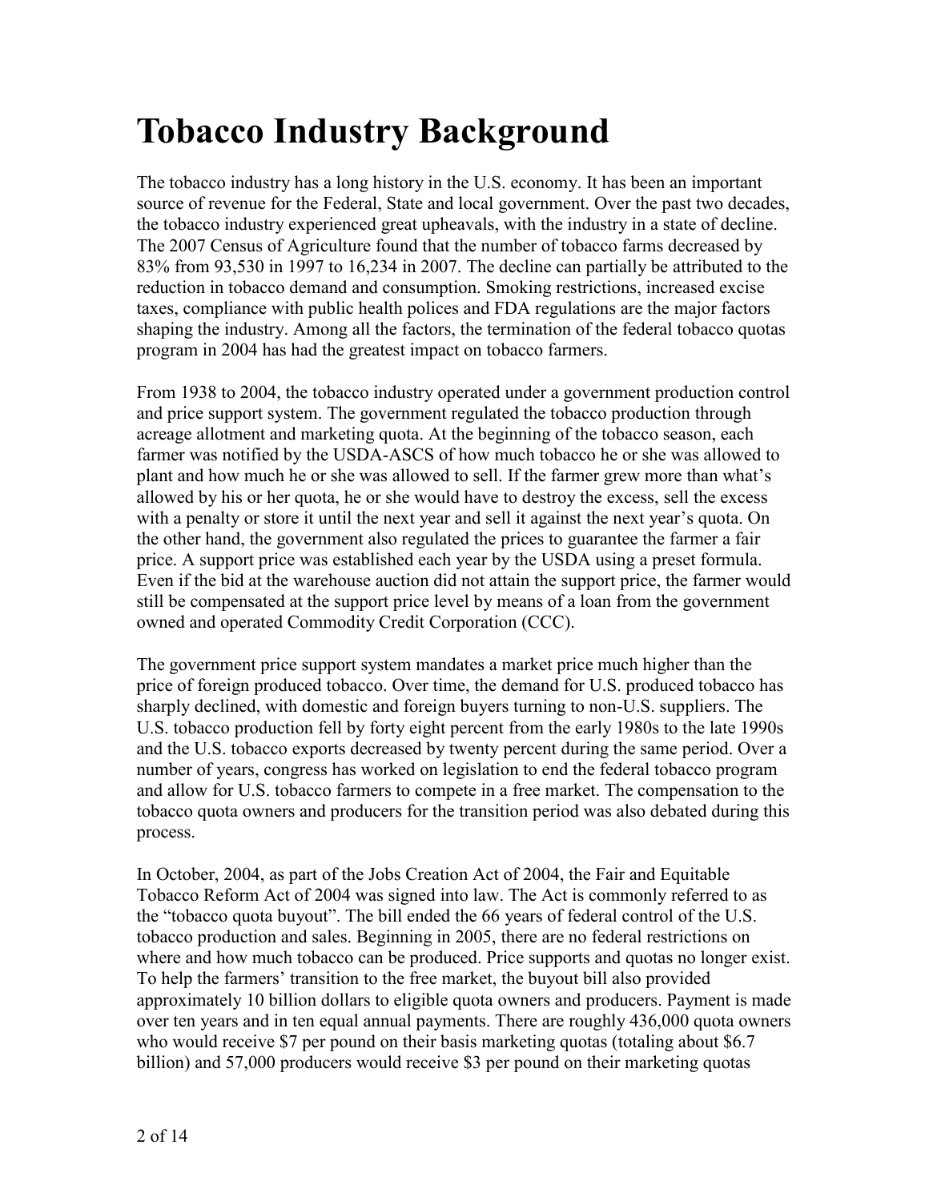# Tobacco Industry Background

The tobacco industry has a long history in the U.S. economy. It has been an important source of revenue for the Federal, State and local government. Over the past two decades, the tobacco industry experienced great upheavals, with the industry in a state of decline. The 2007 Census of Agriculture found that the number of tobacco farms decreased by 83% from 93,530 in 1997 to 16,234 in 2007. The decline can partially be attributed to the reduction in tobacco demand and consumption. Smoking restrictions, increased excise taxes, compliance with public health polices and FDA regulations are the major factors shaping the industry. Among all the factors, the termination of the federal tobacco quotas program in 2004 has had the greatest impact on tobacco farmers.

From 1938 to 2004, the tobacco industry operated under a government production control and price support system. The government regulated the tobacco production through acreage allotment and marketing quota. At the beginning of the tobacco season, each farmer was notified by the USDA-ASCS of how much tobacco he or she was allowed to plant and how much he or she was allowed to sell. If the farmer grew more than what's allowed by his or her quota, he or she would have to destroy the excess, sell the excess with a penalty or store it until the next year and sell it against the next year's quota. On the other hand, the government also regulated the prices to guarantee the farmer a fair price. A support price was established each year by the USDA using a preset formula. Even if the bid at the warehouse auction did not attain the support price, the farmer would still be compensated at the support price level by means of a loan from the government owned and operated Commodity Credit Corporation (CCC).

The government price support system mandates a market price much higher than the price of foreign produced tobacco. Over time, the demand for U.S. produced tobacco has sharply declined, with domestic and foreign buyers turning to non-U.S. suppliers. The U.S. tobacco production fell by forty eight percent from the early 1980s to the late 1990s and the U.S. tobacco exports decreased by twenty percent during the same period. Over a number of years, congress has worked on legislation to end the federal tobacco program and allow for U.S. tobacco farmers to compete in a free market. The compensation to the tobacco quota owners and producers for the transition period was also debated during this process.

In October, 2004, as part of the Jobs Creation Act of 2004, the Fair and Equitable Tobacco Reform Act of 2004 was signed into law. The Act is commonly referred to as the "tobacco quota buyout". The bill ended the 66 years of federal control of the U.S. tobacco production and sales. Beginning in 2005, there are no federal restrictions on where and how much tobacco can be produced. Price supports and quotas no longer exist. To help the farmers' transition to the free market, the buyout bill also provided approximately 10 billion dollars to eligible quota owners and producers. Payment is made over ten years and in ten equal annual payments. There are roughly 436,000 quota owners who would receive $7 per pound on their basis marketing quotas (totaling about $6.7 billion) and 57,000 producers would receive $3 per pound on their marketing quotas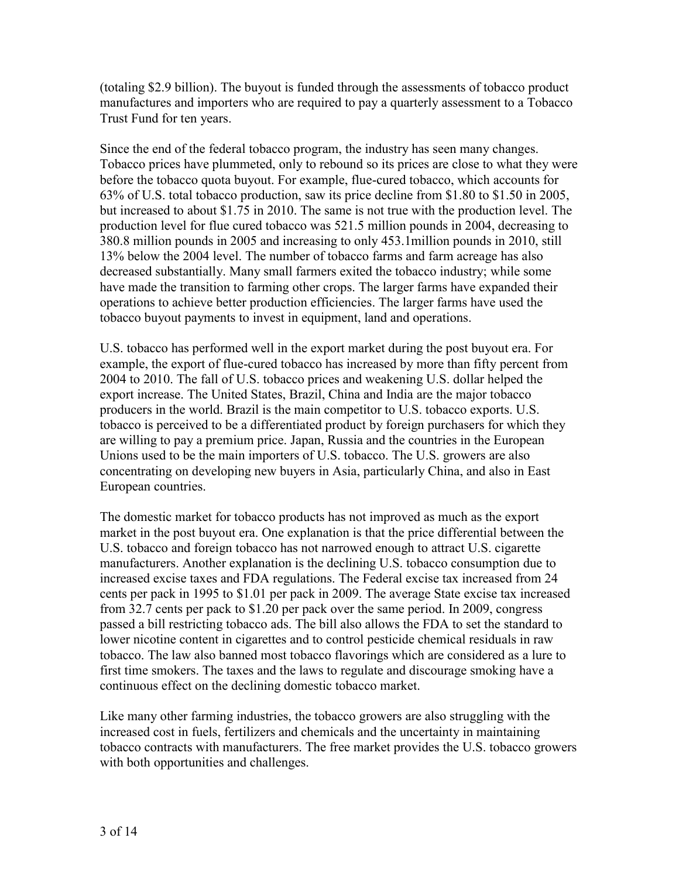(totaling $2.9 billion). The buyout is funded through the assessments of tobacco product manufactures and importers who are required to pay a quarterly assessment to a Tobacco Trust Fund for ten years.

Since the end of the federal tobacco program, the industry has seen many changes. Tobacco prices have plummeted, only to rebound so its prices are close to what they were before the tobacco quota buyout. For example, flue-cured tobacco, which accounts for 63% of U.S. total tobacco production, saw its price decline from $1.80 to $1.50 in 2005, but increased to about $1.75 in 2010. The same is not true with the production level. The production level for flue cured tobacco was 521.5 million pounds in 2004, decreasing to 380.8 million pounds in 2005 and increasing to only 453.1million pounds in 2010, still 13% below the 2004 level. The number of tobacco farms and farm acreage has also decreased substantially. Many small farmers exited the tobacco industry; while some have made the transition to farming other crops. The larger farms have expanded their operations to achieve better production efficiencies. The larger farms have used the tobacco buyout payments to invest in equipment, land and operations.

U.S. tobacco has performed well in the export market during the post buyout era. For example, the export of flue-cured tobacco has increased by more than fifty percent from 2004 to 2010. The fall of U.S. tobacco prices and weakening U.S. dollar helped the export increase. The United States, Brazil, China and India are the major tobacco producers in the world. Brazil is the main competitor to U.S. tobacco exports. U.S. tobacco is perceived to be a differentiated product by foreign purchasers for which they are willing to pay a premium price. Japan, Russia and the countries in the European Unions used to be the main importers of U.S. tobacco. The U.S. growers are also concentrating on developing new buyers in Asia, particularly China, and also in East European countries.

The domestic market for tobacco products has not improved as much as the export market in the post buyout era. One explanation is that the price differential between the U.S. tobacco and foreign tobacco has not narrowed enough to attract U.S. cigarette manufacturers. Another explanation is the declining U.S. tobacco consumption due to increased excise taxes and FDA regulations. The Federal excise tax increased from 24 cents per pack in 1995 to $1.01 per pack in 2009. The average State excise tax increased from 32.7 cents per pack to $1.20 per pack over the same period. In 2009, congress passed a bill restricting tobacco ads. The bill also allows the FDA to set the standard to lower nicotine content in cigarettes and to control pesticide chemical residuals in raw tobacco. The law also banned most tobacco flavorings which are considered as a lure to first time smokers. The taxes and the laws to regulate and discourage smoking have a continuous effect on the declining domestic tobacco market.

Like many other farming industries, the tobacco growers are also struggling with the increased cost in fuels, fertilizers and chemicals and the uncertainty in maintaining tobacco contracts with manufacturers. The free market provides the U.S. tobacco growers with both opportunities and challenges.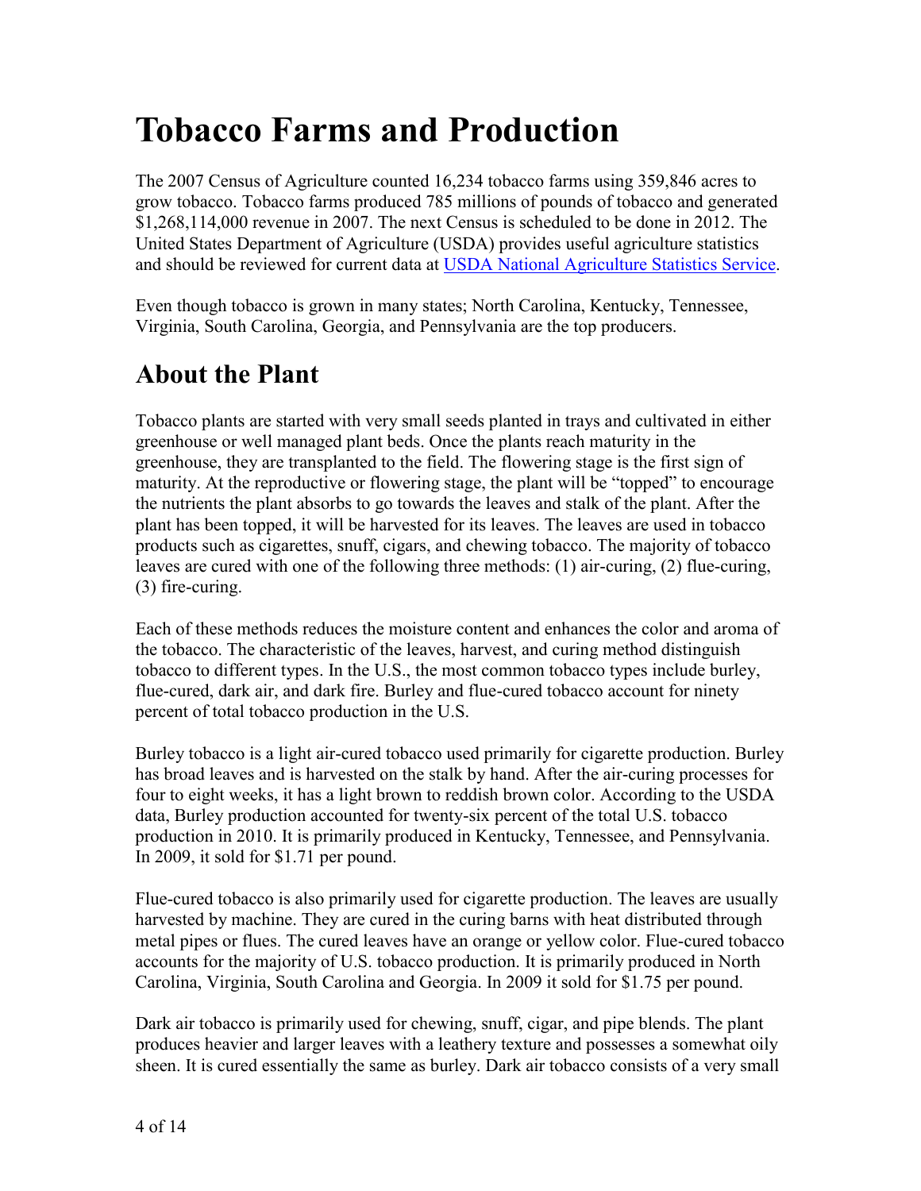# Tobacco Farms and Production

The 2007 Census of Agriculture counted 16,234 tobacco farms using 359,846 acres to grow tobacco. Tobacco farms produced 785 millions of pounds of tobacco and generated $1,268,114,000 revenue in 2007. The next Census is scheduled to be done in 2012. The United States Department of Agriculture (USDA) provides useful agriculture statistics and should be reviewed for current data at [USDA National Agriculture Statistics Service](USDA National Agriculture Statistics Service).

Even though tobacco is grown in many states; North Carolina, Kentucky, Tennessee, Virginia, South Carolina, Georgia, and Pennsylvania are the top producers.

## About the Plant

Tobacco plants are started with very small seeds planted in trays and cultivated in either greenhouse or well managed plant beds. Once the plants reach maturity in the greenhouse, they are transplanted to the field. The flowering stage is the first sign of maturity. At the reproductive or flowering stage, the plant will be "topped" to encourage the nutrients the plant absorbs to go towards the leaves and stalk of the plant. After the plant has been topped, it will be harvested for its leaves. The leaves are used in tobacco products such as cigarettes, snuff, cigars, and chewing tobacco. The majority of tobacco leaves are cured with one of the following three methods: (1) air-curing, (2) flue-curing, (3) fire-curing.

Each of these methods reduces the moisture content and enhances the color and aroma of the tobacco. The characteristic of the leaves, harvest, and curing method distinguish tobacco to different types. In the U.S., the most common tobacco types include burley, flue-cured, dark air, and dark fire. Burley and flue-cured tobacco account for ninety percent of total tobacco production in the U.S.

Burley tobacco is a light air-cured tobacco used primarily for cigarette production. Burley has broad leaves and is harvested on the stalk by hand. After the air-curing processes for four to eight weeks, it has a light brown to reddish brown color. According to the USDA data, Burley production accounted for twenty-six percent of the total U.S. tobacco production in 2010. It is primarily produced in Kentucky, Tennessee, and Pennsylvania. In 2009, it sold for $1.71 per pound.

Flue-cured tobacco is also primarily used for cigarette production. The leaves are usually harvested by machine. They are cured in the curing barns with heat distributed through metal pipes or flues. The cured leaves have an orange or yellow color. Flue-cured tobacco accounts for the majority of U.S. tobacco production. It is primarily produced in North Carolina, Virginia, South Carolina and Georgia. In 2009 it sold for $1.75 per pound.

Dark air tobacco is primarily used for chewing, snuff, cigar, and pipe blends. The plant produces heavier and larger leaves with a leathery texture and possesses a somewhat oily sheen. It is cured essentially the same as burley. Dark air tobacco consists of a very small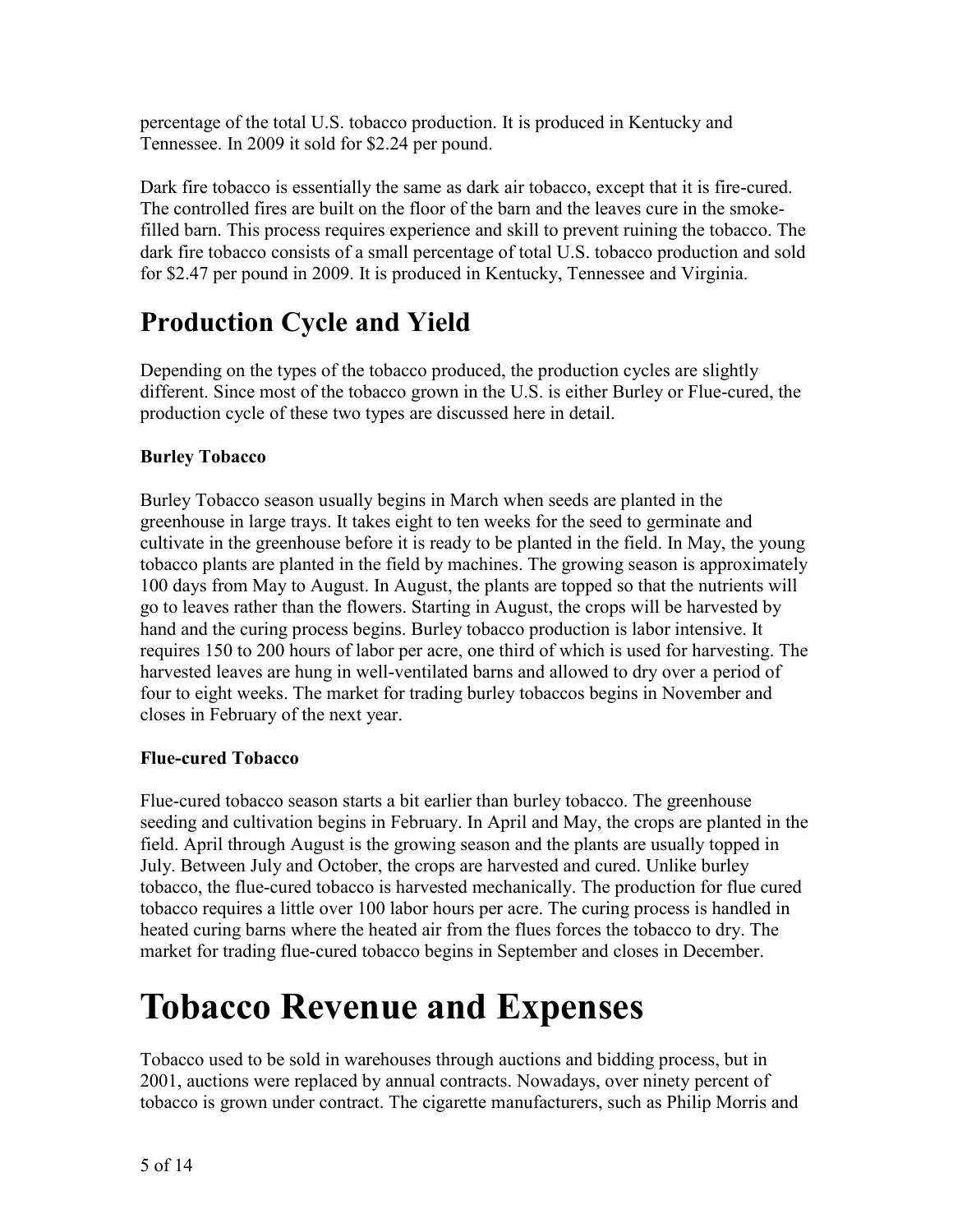percentage of the total U.S. tobacco production. It is produced in Kentucky and Tennessee. In 2009 it sold for $2.24 per pound.

Dark fire tobacco is essentially the same as dark air tobacco, except that it is fire-cured. The controlled fires are built on the floor of the barn and the leaves cure in the smoke-filled barn. This process requires experience and skill to prevent ruining the tobacco. The dark fire tobacco consists of a small percentage of total U.S. tobacco production and sold for $2.47 per pound in 2009. It is produced in Kentucky, Tennessee and Virginia.

## Production Cycle and Yield

Depending on the types of the tobacco produced, the production cycles are slightly different. Since most of the tobacco grown in the U.S. is either Burley or Flue-cured, the production cycle of these two types are discussed here in detail.

### Burley Tobacco

Burley Tobacco season usually begins in March when seeds are planted in the greenhouse in large trays. It takes eight to ten weeks for the seed to germinate and cultivate in the greenhouse before it is ready to be planted in the field. In May, the young tobacco plants are planted in the field by machines. The growing season is approximately 100 days from May to August. In August, the plants are topped so that the nutrients will go to leaves rather than the flowers. Starting in August, the crops will be harvested by hand and the curing process begins. Burley tobacco production is labor intensive. It requires 150 to 200 hours of labor per acre, one third of which is used for harvesting. The harvested leaves are hung in well-ventilated barns and allowed to dry over a period of four to eight weeks. The market for trading burley tobaccos begins in November and closes in February of the next year.

### Flue-cured Tobacco

Flue-cured tobacco season starts a bit earlier than burley tobacco. The greenhouse seeding and cultivation begins in February. In April and May, the crops are planted in the field. April through August is the growing season and the plants are usually topped in July. Between July and October, the crops are harvested and cured. Unlike burley tobacco, the flue-cured tobacco is harvested mechanically. The production for flue cured tobacco requires a little over 100 labor hours per acre. The curing process is handled in heated curing barns where the heated air from the flues forces the tobacco to dry. The market for trading flue-cured tobacco begins in September and closes in December.

# Tobacco Revenue and Expenses

Tobacco used to be sold in warehouses through auctions and bidding process, but in 2001, auctions were replaced by annual contracts. Nowadays, over ninety percent of tobacco is grown under contract. The cigarette manufacturers, such as Philip Morris and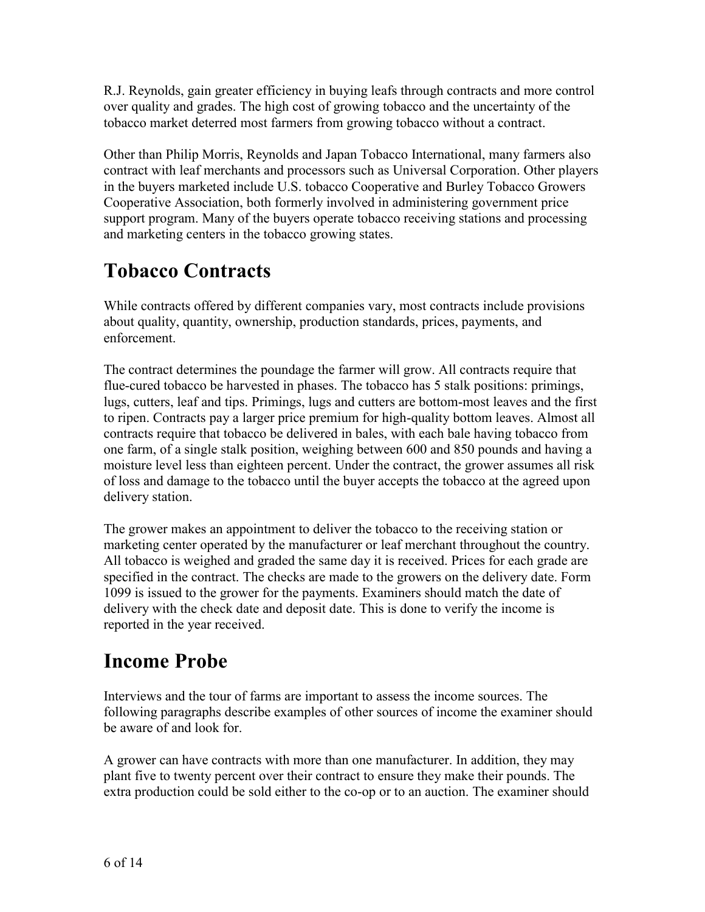R.J. Reynolds, gain greater efficiency in buying leafs through contracts and more control over quality and grades. The high cost of growing tobacco and the uncertainty of the tobacco market deterred most farmers from growing tobacco without a contract.

Other than Philip Morris, Reynolds and Japan Tobacco International, many farmers also contract with leaf merchants and processors such as Universal Corporation. Other players in the buyers marketed include U.S. tobacco Cooperative and Burley Tobacco Growers Cooperative Association, both formerly involved in administering government price support program. Many of the buyers operate tobacco receiving stations and processing and marketing centers in the tobacco growing states.

# Tobacco Contracts

While contracts offered by different companies vary, most contracts include provisions about quality, quantity, ownership, production standards, prices, payments, and enforcement.

The contract determines the poundage the farmer will grow. All contracts require that flue-cured tobacco be harvested in phases. The tobacco has 5 stalk positions: primings, lugs, cutters, leaf and tips. Primings, lugs and cutters are bottom-most leaves and the first to ripen. Contracts pay a larger price premium for high-quality bottom leaves. Almost all contracts require that tobacco be delivered in bales, with each bale having tobacco from one farm, of a single stalk position, weighing between 600 and 850 pounds and having a moisture level less than eighteen percent. Under the contract, the grower assumes all risk of loss and damage to the tobacco until the buyer accepts the tobacco at the agreed upon delivery station.

The grower makes an appointment to deliver the tobacco to the receiving station or marketing center operated by the manufacturer or leaf merchant throughout the country. All tobacco is weighed and graded the same day it is received. Prices for each grade are specified in the contract. The checks are made to the growers on the delivery date. Form 1099 is issued to the grower for the payments. Examiners should match the date of delivery with the check date and deposit date. This is done to verify the income is reported in the year received.

# Income Probe

Interviews and the tour of farms are important to assess the income sources. The following paragraphs describe examples of other sources of income the examiner should be aware of and look for.

A grower can have contracts with more than one manufacturer. In addition, they may plant five to twenty percent over their contract to ensure they make their pounds. The extra production could be sold either to the co-op or to an auction. The examiner should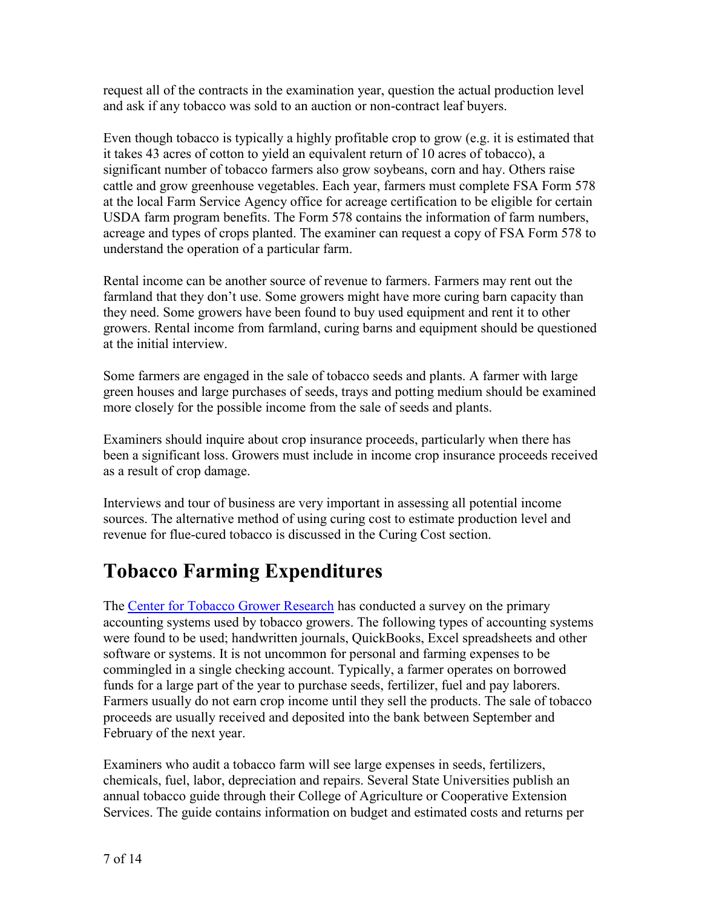request all of the contracts in the examination year, question the actual production level and ask if any tobacco was sold to an auction or non-contract leaf buyers.

Even though tobacco is typically a highly profitable crop to grow (e.g. it is estimated that it takes 43 acres of cotton to yield an equivalent return of 10 acres of tobacco), a significant number of tobacco farmers also grow soybeans, corn and hay. Others raise cattle and grow greenhouse vegetables. Each year, farmers must complete FSA Form 578 at the local Farm Service Agency office for acreage certification to be eligible for certain USDA farm program benefits. The Form 578 contains the information of farm numbers, acreage and types of crops planted. The examiner can request a copy of FSA Form 578 to understand the operation of a particular farm.

Rental income can be another source of revenue to farmers. Farmers may rent out the farmland that they don't use. Some growers might have more curing barn capacity than they need. Some growers have been found to buy used equipment and rent it to other growers. Rental income from farmland, curing barns and equipment should be questioned at the initial interview.

Some farmers are engaged in the sale of tobacco seeds and plants. A farmer with large green houses and large purchases of seeds, trays and potting medium should be examined more closely for the possible income from the sale of seeds and plants.

Examiners should inquire about crop insurance proceeds, particularly when there has been a significant loss. Growers must include in income crop insurance proceeds received as a result of crop damage.

Interviews and tour of business are very important in assessing all potential income sources. The alternative method of using curing cost to estimate production level and revenue for flue-cured tobacco is discussed in the Curing Cost section.

# Tobacco Farming Expenditures

The Center for Tobacco Grower Research has conducted a survey on the primary accounting systems used by tobacco growers. The following types of accounting systems were found to be used; handwritten journals, QuickBooks, Excel spreadsheets and other software or systems. It is not uncommon for personal and farming expenses to be commingled in a single checking account. Typically, a farmer operates on borrowed funds for a large part of the year to purchase seeds, fertilizer, fuel and pay laborers. Farmers usually do not earn crop income until they sell the products. The sale of tobacco proceeds are usually received and deposited into the bank between September and February of the next year.

Examiners who audit a tobacco farm will see large expenses in seeds, fertilizers, chemicals, fuel, labor, depreciation and repairs. Several State Universities publish an annual tobacco guide through their College of Agriculture or Cooperative Extension Services. The guide contains information on budget and estimated costs and returns per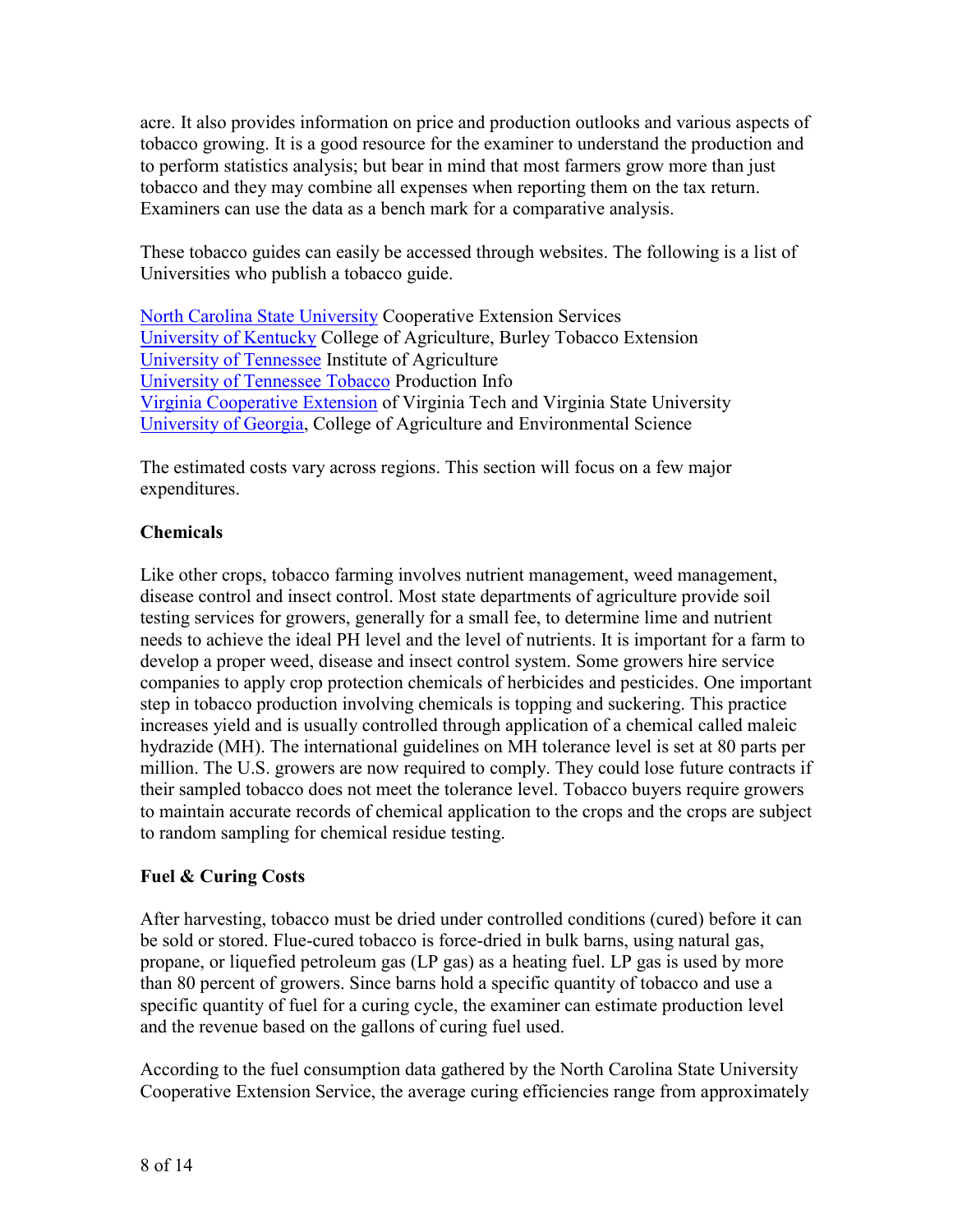acre. It also provides information on price and production outlooks and various aspects of tobacco growing. It is a good resource for the examiner to understand the production and to perform statistics analysis; but bear in mind that most farmers grow more than just tobacco and they may combine all expenses when reporting them on the tax return. Examiners can use the data as a bench mark for a comparative analysis.

These tobacco guides can easily be accessed through websites. The following is a list of Universities who publish a tobacco guide.

North Carolina State University Cooperative Extension Services
University of Kentucky College of Agriculture, Burley Tobacco Extension
University of Tennessee Institute of Agriculture
University of Tennessee Tobacco Production Info
Virginia Cooperative Extension of Virginia Tech and Virginia State University
University of Georgia, College of Agriculture and Environmental Science

The estimated costs vary across regions. This section will focus on a few major expenditures.

**Chemicals**

Like other crops, tobacco farming involves nutrient management, weed management, disease control and insect control. Most state departments of agriculture provide soil testing services for growers, generally for a small fee, to determine lime and nutrient needs to achieve the ideal PH level and the level of nutrients. It is important for a farm to develop a proper weed, disease and insect control system. Some growers hire service companies to apply crop protection chemicals of herbicides and pesticides. One important step in tobacco production involving chemicals is topping and suckering. This practice increases yield and is usually controlled through application of a chemical called maleic hydrazide (MH). The international guidelines on MH tolerance level is set at 80 parts per million. The U.S. growers are now required to comply. They could lose future contracts if their sampled tobacco does not meet the tolerance level. Tobacco buyers require growers to maintain accurate records of chemical application to the crops and the crops are subject to random sampling for chemical residue testing.

**Fuel & Curing Costs**

After harvesting, tobacco must be dried under controlled conditions (cured) before it can be sold or stored. Flue-cured tobacco is force-dried in bulk barns, using natural gas, propane, or liquefied petroleum gas (LP gas) as a heating fuel. LP gas is used by more than 80 percent of growers. Since barns hold a specific quantity of tobacco and use a specific quantity of fuel for a curing cycle, the examiner can estimate production level and the revenue based on the gallons of curing fuel used.

According to the fuel consumption data gathered by the North Carolina State University Cooperative Extension Service, the average curing efficiencies range from approximately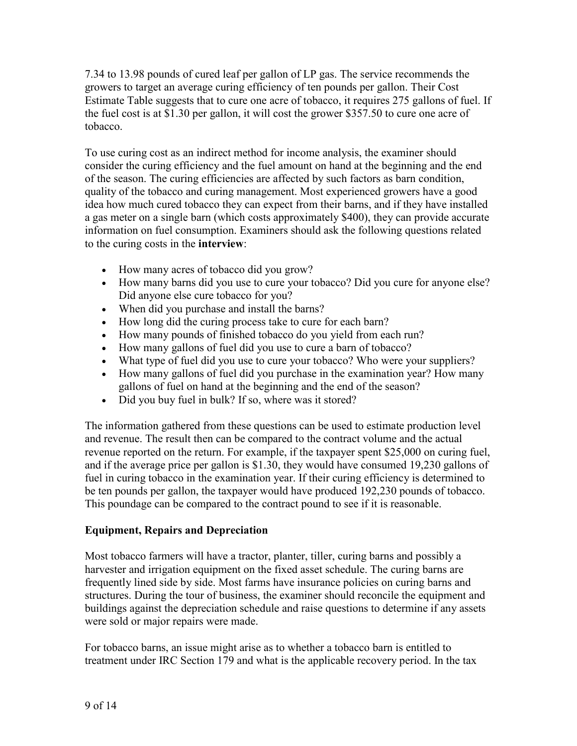7.34 to 13.98 pounds of cured leaf per gallon of LP gas. The service recommends the growers to target an average curing efficiency of ten pounds per gallon. Their Cost Estimate Table suggests that to cure one acre of tobacco, it requires 275 gallons of fuel. If the fuel cost is at $1.30 per gallon, it will cost the grower $357.50 to cure one acre of tobacco.

To use curing cost as an indirect method for income analysis, the examiner should consider the curing efficiency and the fuel amount on hand at the beginning and the end of the season. The curing efficiencies are affected by such factors as barn condition, quality of the tobacco and curing management. Most experienced growers have a good idea how much cured tobacco they can expect from their barns, and if they have installed a gas meter on a single barn (which costs approximately $400), they can provide accurate information on fuel consumption. Examiners should ask the following questions related to the curing costs in the **interview**:

- How many acres of tobacco did you grow?
- How many barns did you use to cure your tobacco? Did you cure for anyone else? Did anyone else cure tobacco for you?
- When did you purchase and install the barns?
- How long did the curing process take to cure for each barn?
- How many pounds of finished tobacco do you yield from each run?
- How many gallons of fuel did you use to cure a barn of tobacco?
- What type of fuel did you use to cure your tobacco? Who were your suppliers?
- How many gallons of fuel did you purchase in the examination year? How many gallons of fuel on hand at the beginning and the end of the season?
- Did you buy fuel in bulk? If so, where was it stored?

The information gathered from these questions can be used to estimate production level and revenue. The result then can be compared to the contract volume and the actual revenue reported on the return. For example, if the taxpayer spent $25,000 on curing fuel, and if the average price per gallon is $1.30, they would have consumed 19,230 gallons of fuel in curing tobacco in the examination year. If their curing efficiency is determined to be ten pounds per gallon, the taxpayer would have produced 192,230 pounds of tobacco. This poundage can be compared to the contract pound to see if it is reasonable.

## Equipment, Repairs and Depreciation

Most tobacco farmers will have a tractor, planter, tiller, curing barns and possibly a harvester and irrigation equipment on the fixed asset schedule. The curing barns are frequently lined side by side. Most farms have insurance policies on curing barns and structures. During the tour of business, the examiner should reconcile the equipment and buildings against the depreciation schedule and raise questions to determine if any assets were sold or major repairs were made.

For tobacco barns, an issue might arise as to whether a tobacco barn is entitled to treatment under IRC Section 179 and what is the applicable recovery period. In the tax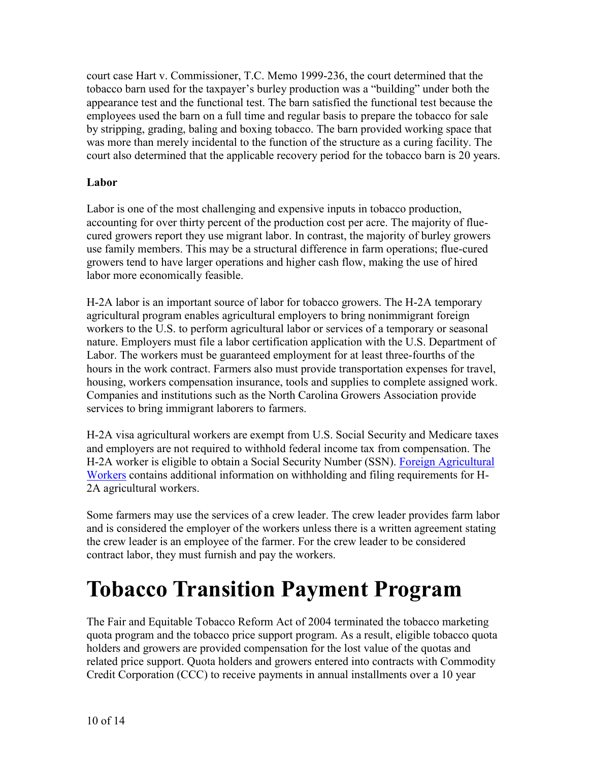court case Hart v. Commissioner, T.C. Memo 1999-236, the court determined that the tobacco barn used for the taxpayer's burley production was a "building" under both the appearance test and the functional test. The barn satisfied the functional test because the employees used the barn on a full time and regular basis to prepare the tobacco for sale by stripping, grading, baling and boxing tobacco. The barn provided working space that was more than merely incidental to the function of the structure as a curing facility. The court also determined that the applicable recovery period for the tobacco barn is 20 years.

**Labor**

Labor is one of the most challenging and expensive inputs in tobacco production, accounting for over thirty percent of the production cost per acre. The majority of flue-cured growers report they use migrant labor. In contrast, the majority of burley growers use family members. This may be a structural difference in farm operations; flue-cured growers tend to have larger operations and higher cash flow, making the use of hired labor more economically feasible.

H-2A labor is an important source of labor for tobacco growers. The H-2A temporary agricultural program enables agricultural employers to bring nonimmigrant foreign workers to the U.S. to perform agricultural labor or services of a temporary or seasonal nature. Employers must file a labor certification application with the U.S. Department of Labor. The workers must be guaranteed employment for at least three-fourths of the hours in the work contract. Farmers also must provide transportation expenses for travel, housing, workers compensation insurance, tools and supplies to complete assigned work. Companies and institutions such as the North Carolina Growers Association provide services to bring immigrant laborers to farmers.

H-2A visa agricultural workers are exempt from U.S. Social Security and Medicare taxes and employers are not required to withhold federal income tax from compensation. The H-2A worker is eligible to obtain a Social Security Number (SSN). Foreign Agricultural Workers contains additional information on withholding and filing requirements for H-2A agricultural workers.

Some farmers may use the services of a crew leader. The crew leader provides farm labor and is considered the employer of the workers unless there is a written agreement stating the crew leader is an employee of the farmer. For the crew leader to be considered contract labor, they must furnish and pay the workers.

# Tobacco Transition Payment Program

The Fair and Equitable Tobacco Reform Act of 2004 terminated the tobacco marketing quota program and the tobacco price support program. As a result, eligible tobacco quota holders and growers are provided compensation for the lost value of the quotas and related price support. Quota holders and growers entered into contracts with Commodity Credit Corporation (CCC) to receive payments in annual installments over a 10 year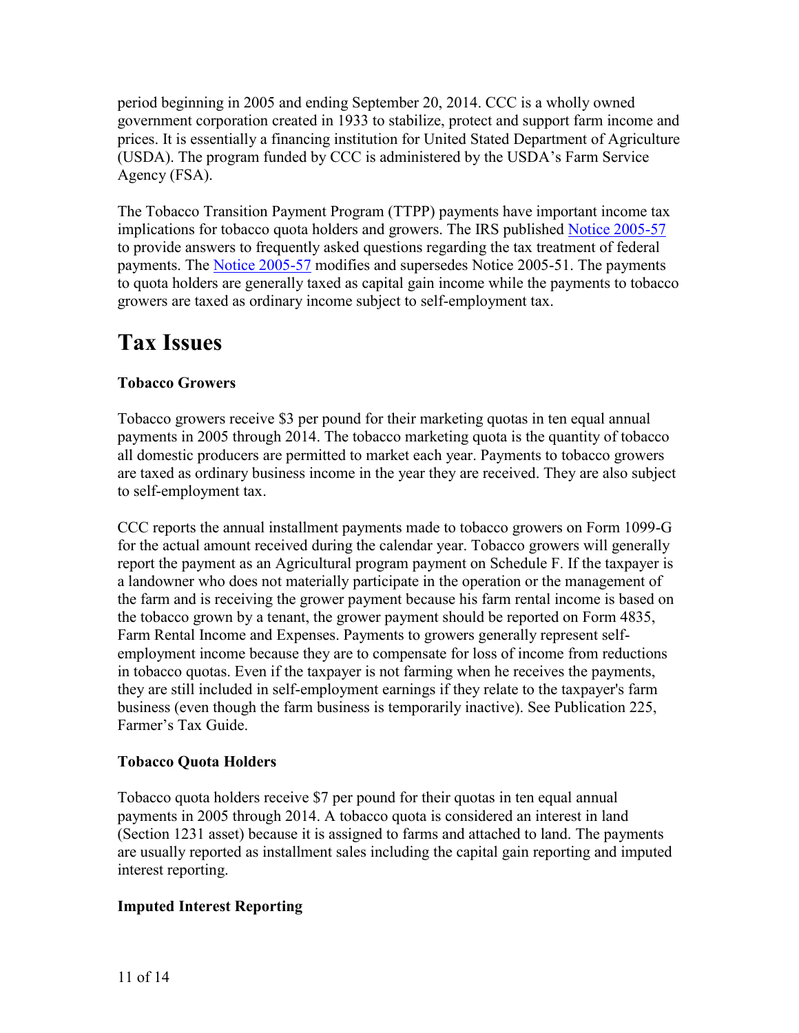period beginning in 2005 and ending September 20, 2014. CCC is a wholly owned government corporation created in 1933 to stabilize, protect and support farm income and prices. It is essentially a financing institution for United Stated Department of Agriculture (USDA). The program funded by CCC is administered by the USDA's Farm Service Agency (FSA).

The Tobacco Transition Payment Program (TTPP) payments have important income tax implications for tobacco quota holders and growers. The IRS published Notice 2005-57 to provide answers to frequently asked questions regarding the tax treatment of federal payments. The Notice 2005-57 modifies and supersedes Notice 2005-51. The payments to quota holders are generally taxed as capital gain income while the payments to tobacco growers are taxed as ordinary income subject to self-employment tax.

# Tax Issues

**Tobacco Growers**

Tobacco growers receive $3 per pound for their marketing quotas in ten equal annual payments in 2005 through 2014. The tobacco marketing quota is the quantity of tobacco all domestic producers are permitted to market each year. Payments to tobacco growers are taxed as ordinary business income in the year they are received. They are also subject to self-employment tax.

CCC reports the annual installment payments made to tobacco growers on Form 1099-G for the actual amount received during the calendar year. Tobacco growers will generally report the payment as an Agricultural program payment on Schedule F. If the taxpayer is a landowner who does not materially participate in the operation or the management of the farm and is receiving the grower payment because his farm rental income is based on the tobacco grown by a tenant, the grower payment should be reported on Form 4835, Farm Rental Income and Expenses. Payments to growers generally represent self-employment income because they are to compensate for loss of income from reductions in tobacco quotas. Even if the taxpayer is not farming when he receives the payments, they are still included in self-employment earnings if they relate to the taxpayer's farm business (even though the farm business is temporarily inactive). See Publication 225, Farmer's Tax Guide.

**Tobacco Quota Holders**

Tobacco quota holders receive $7 per pound for their quotas in ten equal annual payments in 2005 through 2014. A tobacco quota is considered an interest in land (Section 1231 asset) because it is assigned to farms and attached to land. The payments are usually reported as installment sales including the capital gain reporting and imputed interest reporting.

**Imputed Interest Reporting**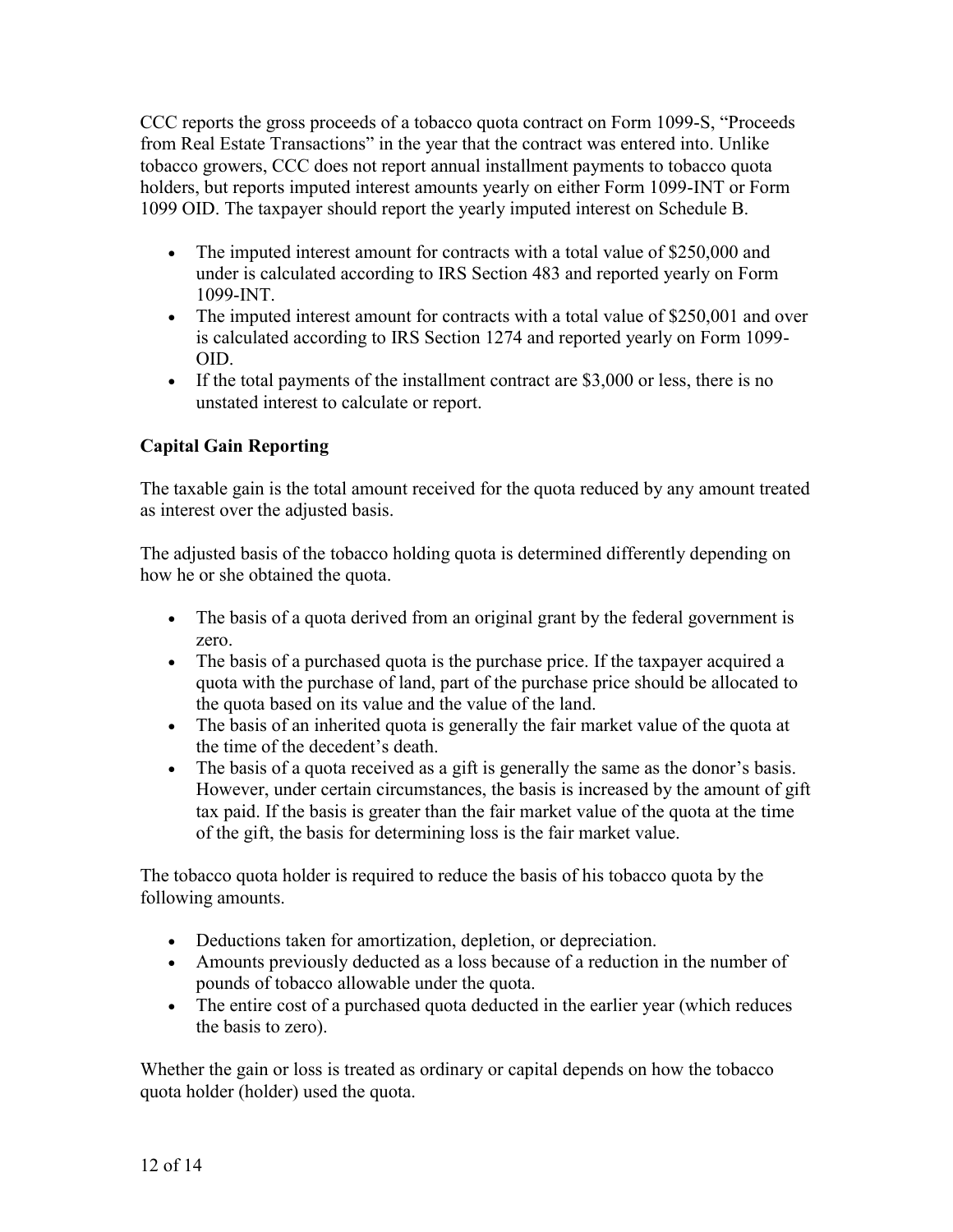CCC reports the gross proceeds of a tobacco quota contract on Form 1099-S, "Proceeds from Real Estate Transactions" in the year that the contract was entered into. Unlike tobacco growers, CCC does not report annual installment payments to tobacco quota holders, but reports imputed interest amounts yearly on either Form 1099-INT or Form 1099 OID. The taxpayer should report the yearly imputed interest on Schedule B.

- The imputed interest amount for contracts with a total value of $250,000 and under is calculated according to IRS Section 483 and reported yearly on Form 1099-INT.
- The imputed interest amount for contracts with a total value of $250,001 and over is calculated according to IRS Section 1274 and reported yearly on Form 1099-OID.
- If the total payments of the installment contract are $3,000 or less, there is no unstated interest to calculate or report.

**Capital Gain Reporting**

The taxable gain is the total amount received for the quota reduced by any amount treated as interest over the adjusted basis.

The adjusted basis of the tobacco holding quota is determined differently depending on how he or she obtained the quota.

- The basis of a quota derived from an original grant by the federal government is zero.
- The basis of a purchased quota is the purchase price. If the taxpayer acquired a quota with the purchase of land, part of the purchase price should be allocated to the quota based on its value and the value of the land.
- The basis of an inherited quota is generally the fair market value of the quota at the time of the decedent's death.
- The basis of a quota received as a gift is generally the same as the donor's basis. However, under certain circumstances, the basis is increased by the amount of gift tax paid. If the basis is greater than the fair market value of the quota at the time of the gift, the basis for determining loss is the fair market value.

The tobacco quota holder is required to reduce the basis of his tobacco quota by the following amounts.

- Deductions taken for amortization, depletion, or depreciation.
- Amounts previously deducted as a loss because of a reduction in the number of pounds of tobacco allowable under the quota.
- The entire cost of a purchased quota deducted in the earlier year (which reduces the basis to zero).

Whether the gain or loss is treated as ordinary or capital depends on how the tobacco quota holder (holder) used the quota.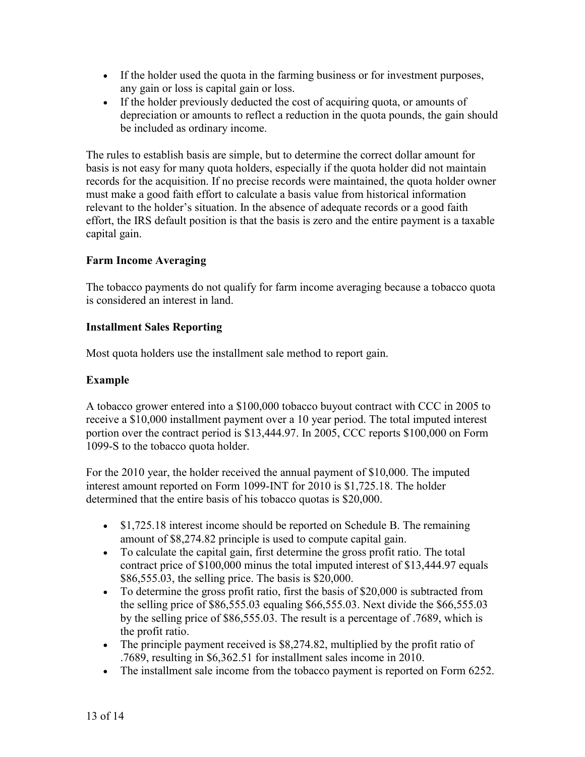- If the holder used the quota in the farming business or for investment purposes, any gain or loss is capital gain or loss.
- If the holder previously deducted the cost of acquiring quota, or amounts of depreciation or amounts to reflect a reduction in the quota pounds, the gain should be included as ordinary income.

The rules to establish basis are simple, but to determine the correct dollar amount for basis is not easy for many quota holders, especially if the quota holder did not maintain records for the acquisition. If no precise records were maintained, the quota holder owner must make a good faith effort to calculate a basis value from historical information relevant to the holder's situation. In the absence of adequate records or a good faith effort, the IRS default position is that the basis is zero and the entire payment is a taxable capital gain.

**Farm Income Averaging**

The tobacco payments do not qualify for farm income averaging because a tobacco quota is considered an interest in land.

**Installment Sales Reporting**

Most quota holders use the installment sale method to report gain.

**Example**

A tobacco grower entered into a $100,000 tobacco buyout contract with CCC in 2005 to receive a $10,000 installment payment over a 10 year period. The total imputed interest portion over the contract period is $13,444.97. In 2005, CCC reports $100,000 on Form 1099-S to the tobacco quota holder.

For the 2010 year, the holder received the annual payment of $10,000. The imputed interest amount reported on Form 1099-INT for 2010 is $1,725.18. The holder determined that the entire basis of his tobacco quotas is $20,000.

- $1,725.18 interest income should be reported on Schedule B. The remaining amount of $8,274.82 principle is used to compute capital gain.
- To calculate the capital gain, first determine the gross profit ratio. The total contract price of $100,000 minus the total imputed interest of $13,444.97 equals $86,555.03, the selling price. The basis is $20,000.
- To determine the gross profit ratio, first the basis of $20,000 is subtracted from the selling price of $86,555.03 equaling $66,555.03. Next divide the $66,555.03 by the selling price of $86,555.03. The result is a percentage of .7689, which is the profit ratio.
- The principle payment received is $8,274.82, multiplied by the profit ratio of .7689, resulting in $6,362.51 for installment sales income in 2010.
- The installment sale income from the tobacco payment is reported on Form 6252.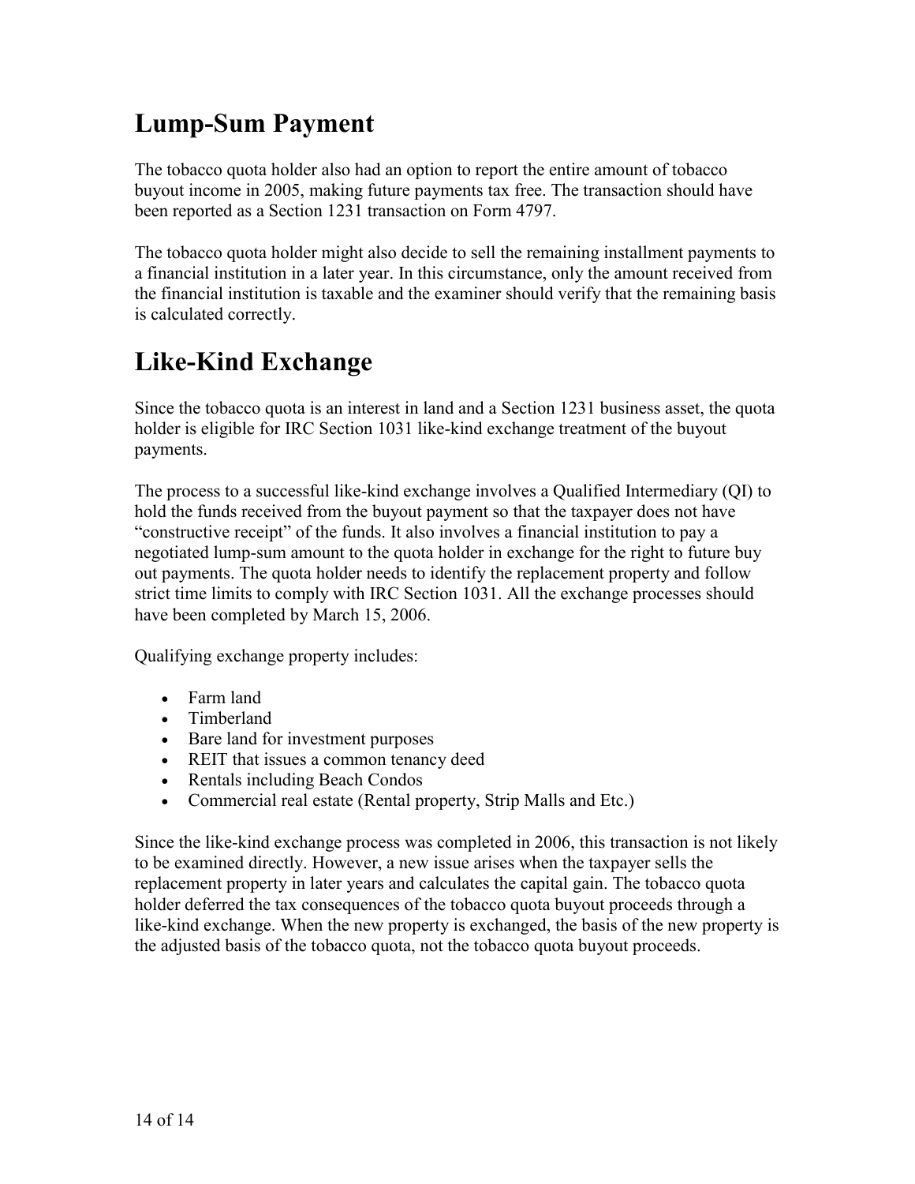## Lump-Sum Payment

The tobacco quota holder also had an option to report the entire amount of tobacco buyout income in 2005, making future payments tax free. The transaction should have been reported as a Section 1231 transaction on Form 4797.

The tobacco quota holder might also decide to sell the remaining installment payments to a financial institution in a later year. In this circumstance, only the amount received from the financial institution is taxable and the examiner should verify that the remaining basis is calculated correctly.

## Like-Kind Exchange

Since the tobacco quota is an interest in land and a Section 1231 business asset, the quota holder is eligible for IRC Section 1031 like-kind exchange treatment of the buyout payments.

The process to a successful like-kind exchange involves a Qualified Intermediary (QI) to hold the funds received from the buyout payment so that the taxpayer does not have "constructive receipt" of the funds. It also involves a financial institution to pay a negotiated lump-sum amount to the quota holder in exchange for the right to future buy out payments. The quota holder needs to identify the replacement property and follow strict time limits to comply with IRC Section 1031. All the exchange processes should have been completed by March 15, 2006.

Qualifying exchange property includes:

- Farm land
- Timberland
- Bare land for investment purposes
- REIT that issues a common tenancy deed
- Rentals including Beach Condos
- Commercial real estate (Rental property, Strip Malls and Etc.)

Since the like-kind exchange process was completed in 2006, this transaction is not likely to be examined directly. However, a new issue arises when the taxpayer sells the replacement property in later years and calculates the capital gain. The tobacco quota holder deferred the tax consequences of the tobacco quota buyout proceeds through a like-kind exchange. When the new property is exchanged, the basis of the new property is the adjusted basis of the tobacco quota, not the tobacco quota buyout proceeds.